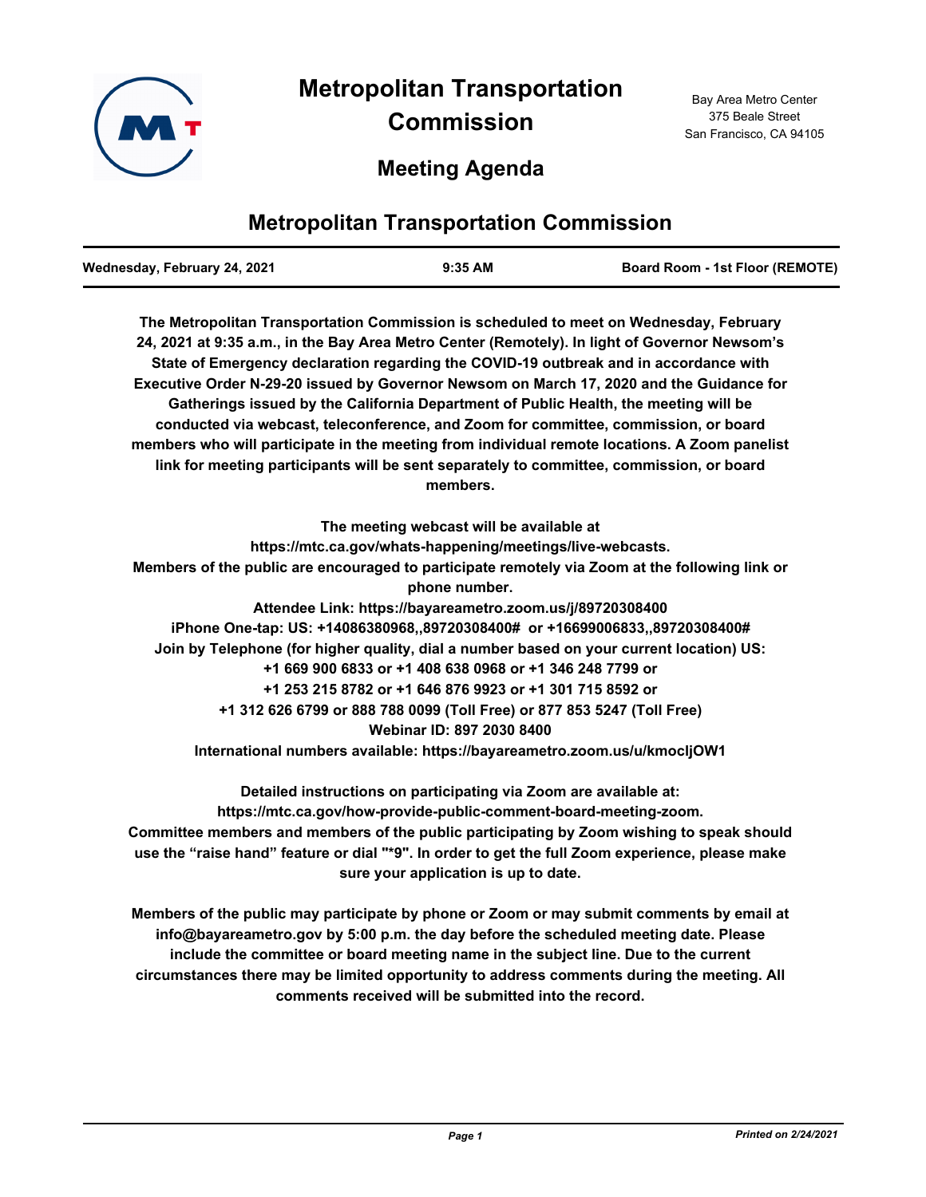# Metropolitan Transportation Commission

# Meeting Agenda

Bay Area Metro Center
375 Beale Street
San Francisco, CA 94105

## Metropolitan Transportation Commission

| Wednesday, February 24, 2021 | 9:35 AM | Board Room - 1st Floor (REMOTE) |
|---|---|---|

**The Metropolitan Transportation Commission is scheduled to meet on Wednesday, February 24, 2021 at 9:35 a.m., in the Bay Area Metro Center (Remotely). In light of Governor Newsom's State of Emergency declaration regarding the COVID-19 outbreak and in accordance with Executive Order N-29-20 issued by Governor Newsom on March 17, 2020 and the Guidance for Gatherings issued by the California Department of Public Health, the meeting will be conducted via webcast, teleconference, and Zoom for committee, commission, or board members who will participate in the meeting from individual remote locations. A Zoom panelist link for meeting participants will be sent separately to committee, commission, or board members.**

**The meeting webcast will be available at https://mtc.ca.gov/whats-happening/meetings/live-webcasts.**
**Members of the public are encouraged to participate remotely via Zoom at the following link or phone number.**
**Attendee Link: https://bayareametro.zoom.us/j/89720308400**
**iPhone One-tap: US: +14086380968,,89720308400# or +16699006833,,89720308400#**
**Join by Telephone (for higher quality, dial a number based on your current location) US:**
**+1 669 900 6833 or +1 408 638 0968 or +1 346 248 7799 or**
**+1 253 215 8782 or +1 646 876 9923 or +1 301 715 8592 or**
**+1 312 626 6799 or 888 788 0099 (Toll Free) or 877 853 5247 (Toll Free)**
**Webinar ID: 897 2030 8400**
**International numbers available: https://bayareametro.zoom.us/u/kmocljOW1**

**Detailed instructions on participating via Zoom are available at: https://mtc.ca.gov/how-provide-public-comment-board-meeting-zoom.**
**Committee members and members of the public participating by Zoom wishing to speak should use the "raise hand" feature or dial "*9". In order to get the full Zoom experience, please make sure your application is up to date.**

**Members of the public may participate by phone or Zoom or may submit comments by email at info@bayareametro.gov by 5:00 p.m. the day before the scheduled meeting date. Please include the committee or board meeting name in the subject line. Due to the current circumstances there may be limited opportunity to address comments during the meeting. All comments received will be submitted into the record.**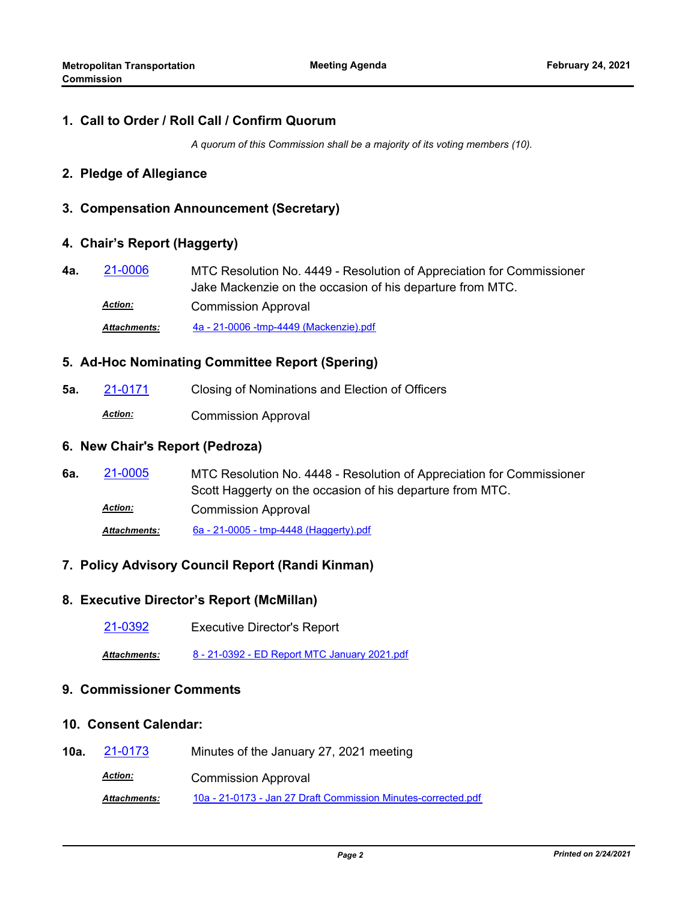## 1. Call to Order / Roll Call / Confirm Quorum

*A quorum of this Commission shall be a majority of its voting members (10).*

## 2. Pledge of Allegiance

## 3. Compensation Announcement (Secretary)

## 4. Chair's Report (Haggerty)

**4a.** 21-0006 MTC Resolution No. 4449 - Resolution of Appreciation for Commissioner Jake Mackenzie on the occasion of his departure from MTC.

***Action:*** Commission Approval

***Attachments:*** 4a - 21-0006 -tmp-4449 (Mackenzie).pdf

## 5. Ad-Hoc Nominating Committee Report (Spering)

**5a.** 21-0171 Closing of Nominations and Election of Officers

***Action:*** Commission Approval

## 6. New Chair's Report (Pedroza)

**6a.** 21-0005 MTC Resolution No. 4448 - Resolution of Appreciation for Commissioner Scott Haggerty on the occasion of his departure from MTC.

***Action:*** Commission Approval

***Attachments:*** 6a - 21-0005 - tmp-4448 (Haggerty).pdf

## 7. Policy Advisory Council Report (Randi Kinman)

## 8. Executive Director's Report (McMillan)

21-0392 Executive Director's Report

***Attachments:*** 8 - 21-0392 - ED Report MTC January 2021.pdf

## 9. Commissioner Comments

## 10. Consent Calendar:

**10a.** 21-0173 Minutes of the January 27, 2021 meeting

***Action:*** Commission Approval

***Attachments:*** 10a - 21-0173 - Jan 27 Draft Commission Minutes-corrected.pdf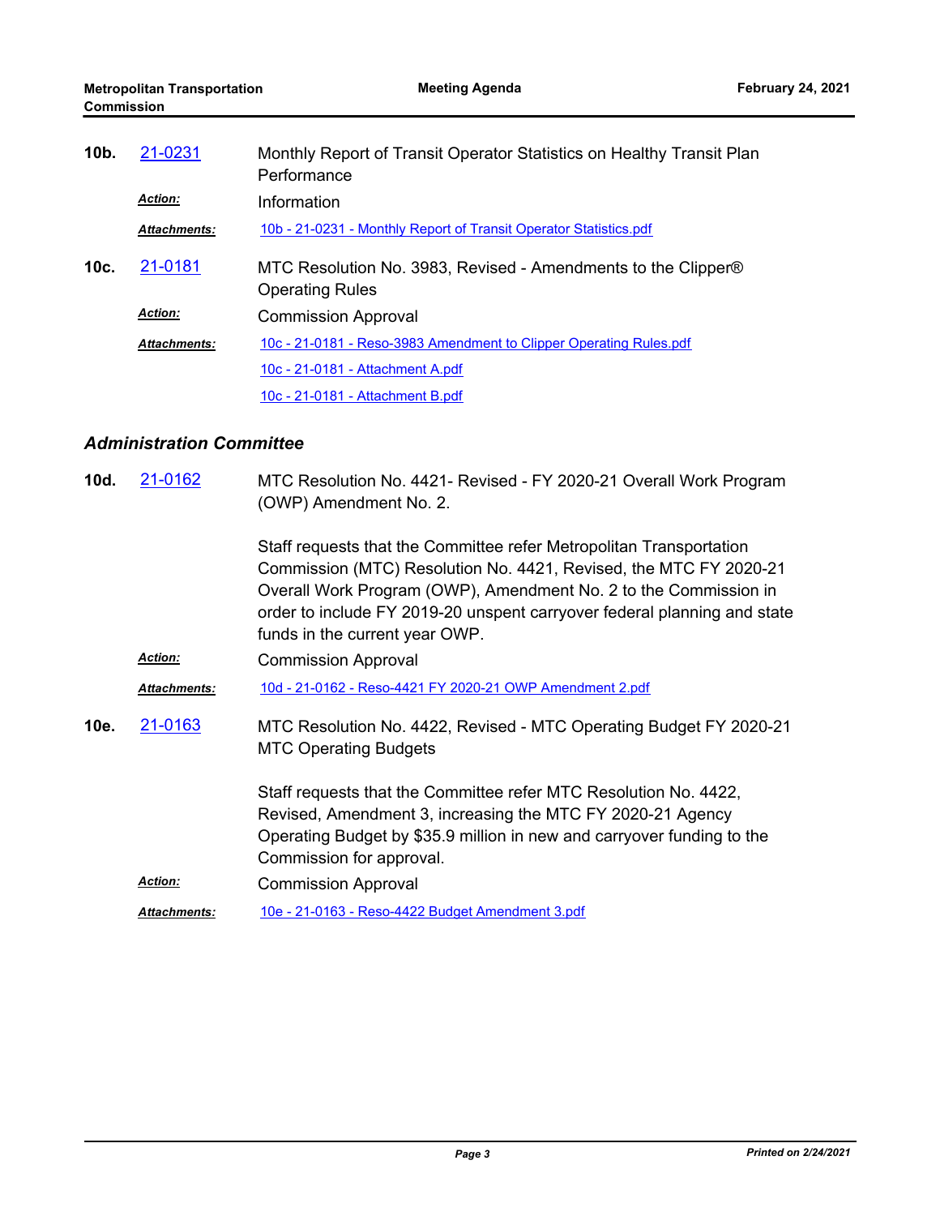**10b.** 21-0231 Monthly Report of Transit Operator Statistics on Healthy Transit Plan Performance

***Action:*** Information

***Attachments:*** 10b - 21-0231 - Monthly Report of Transit Operator Statistics.pdf

**10c.** 21-0181 MTC Resolution No. 3983, Revised - Amendments to the Clipper® Operating Rules

***Action:*** Commission Approval

***Attachments:*** 10c - 21-0181 - Reso-3983 Amendment to Clipper Operating Rules.pdf

10c - 21-0181 - Attachment A.pdf

10c - 21-0181 - Attachment B.pdf

### *Administration Committee*

**10d.** 21-0162 MTC Resolution No. 4421- Revised - FY 2020-21 Overall Work Program (OWP) Amendment No. 2.

Staff requests that the Committee refer Metropolitan Transportation Commission (MTC) Resolution No. 4421, Revised, the MTC FY 2020-21 Overall Work Program (OWP), Amendment No. 2 to the Commission in order to include FY 2019-20 unspent carryover federal planning and state funds in the current year OWP.

***Action:*** Commission Approval

***Attachments:*** 10d - 21-0162 - Reso-4421 FY 2020-21 OWP Amendment 2.pdf

**10e.** 21-0163 MTC Resolution No. 4422, Revised - MTC Operating Budget FY 2020-21 MTC Operating Budgets

Staff requests that the Committee refer MTC Resolution No. 4422, Revised, Amendment 3, increasing the MTC FY 2020-21 Agency Operating Budget by $35.9 million in new and carryover funding to the Commission for approval.

***Action:*** Commission Approval

***Attachments:*** 10e - 21-0163 - Reso-4422 Budget Amendment 3.pdf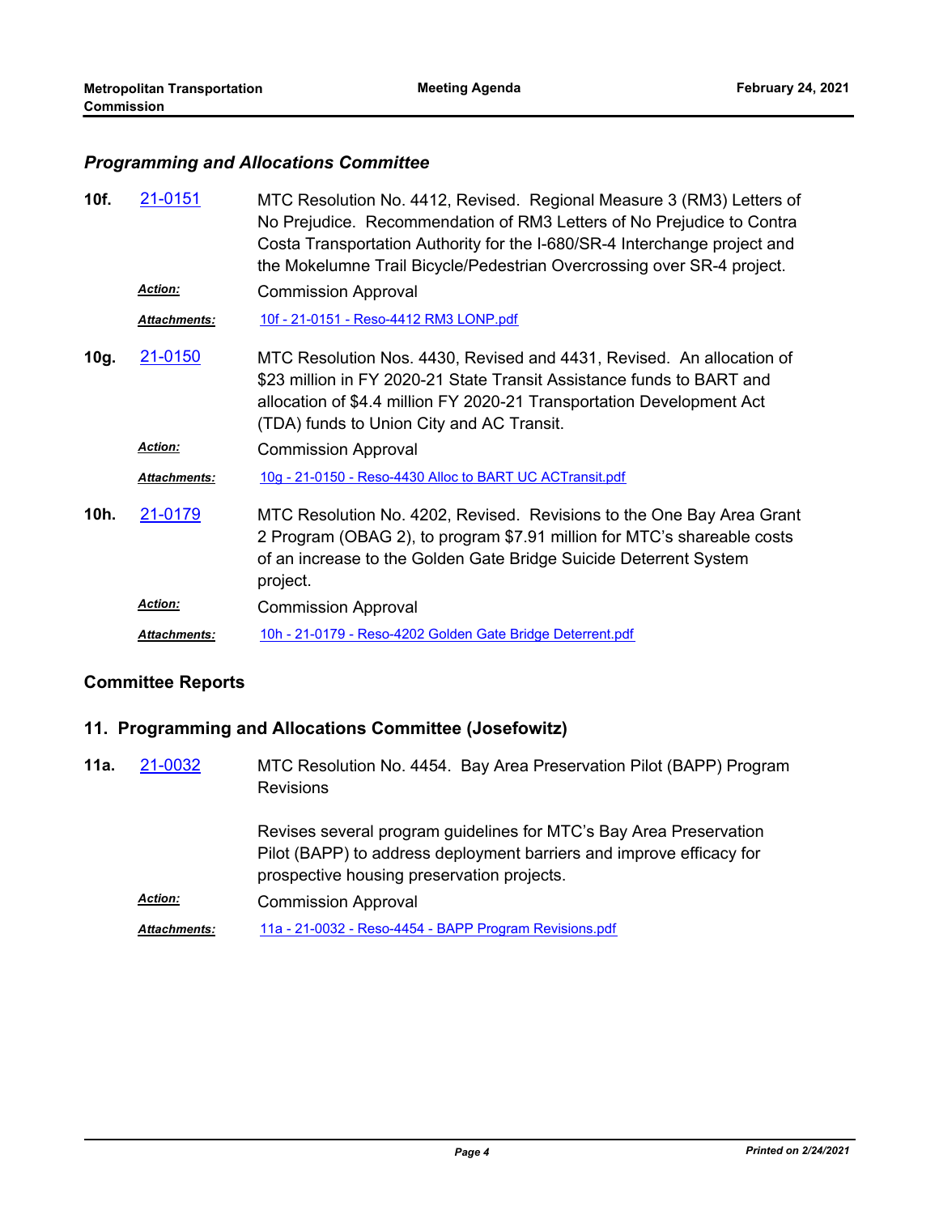### *Programming and Allocations Committee*

**10f.** [21-0151](21-0151) MTC Resolution No. 4412, Revised. Regional Measure 3 (RM3) Letters of No Prejudice. Recommendation of RM3 Letters of No Prejudice to Contra Costa Transportation Authority for the I-680/SR-4 Interchange project and the Mokelumne Trail Bicycle/Pedestrian Overcrossing over SR-4 project.

***Action:*** Commission Approval

***Attachments:*** 10f - 21-0151 - Reso-4412 RM3 LONP.pdf

**10g.** 21-0150 MTC Resolution Nos. 4430, Revised and 4431, Revised. An allocation of $23 million in FY 2020-21 State Transit Assistance funds to BART and allocation of $4.4 million FY 2020-21 Transportation Development Act (TDA) funds to Union City and AC Transit.

***Action:*** Commission Approval

***Attachments:*** 10g - 21-0150 - Reso-4430 Alloc to BART UC ACTransit.pdf

**10h.** 21-0179 MTC Resolution No. 4202, Revised. Revisions to the One Bay Area Grant 2 Program (OBAG 2), to program $7.91 million for MTC's shareable costs of an increase to the Golden Gate Bridge Suicide Deterrent System project.

***Action:*** Commission Approval

***Attachments:*** 10h - 21-0179 - Reso-4202 Golden Gate Bridge Deterrent.pdf

## Committee Reports

### 11. Programming and Allocations Committee (Josefowitz)

**11a.** 21-0032 MTC Resolution No. 4454. Bay Area Preservation Pilot (BAPP) Program Revisions

Revises several program guidelines for MTC's Bay Area Preservation Pilot (BAPP) to address deployment barriers and improve efficacy for prospective housing preservation projects.

***Action:*** Commission Approval

***Attachments:*** 11a - 21-0032 - Reso-4454 - BAPP Program Revisions.pdf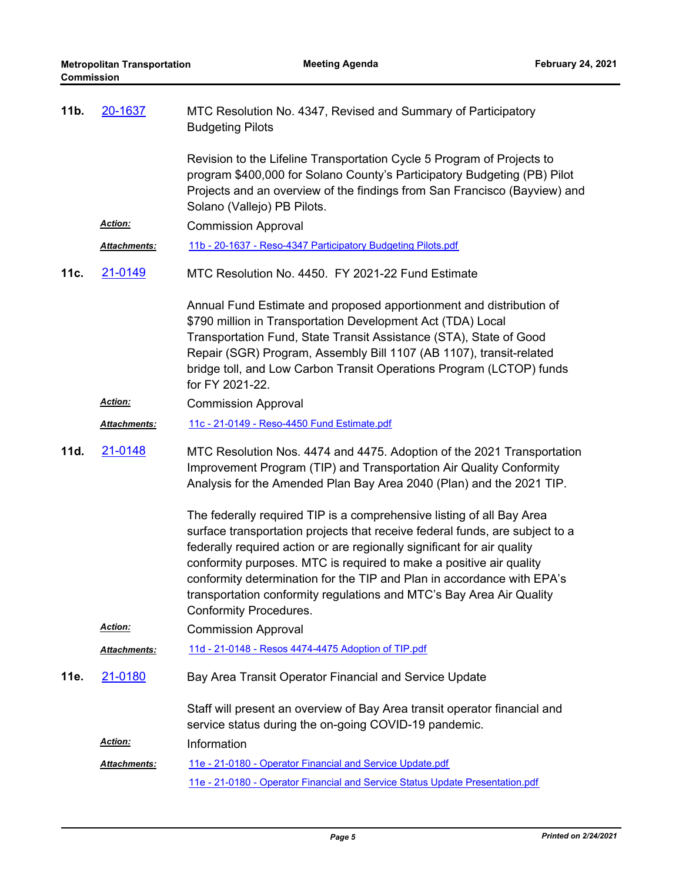**11b.** [20-1637] MTC Resolution No. 4347, Revised and Summary of Participatory Budgeting Pilots

Revision to the Lifeline Transportation Cycle 5 Program of Projects to program $400,000 for Solano County's Participatory Budgeting (PB) Pilot Projects and an overview of the findings from San Francisco (Bayview) and Solano (Vallejo) PB Pilots.

***Action:*** Commission Approval

***Attachments:*** 11b - 20-1637 - Reso-4347 Participatory Budgeting Pilots.pdf

**11c.** [21-0149] MTC Resolution No. 4450. FY 2021-22 Fund Estimate

Annual Fund Estimate and proposed apportionment and distribution of $790 million in Transportation Development Act (TDA) Local Transportation Fund, State Transit Assistance (STA), State of Good Repair (SGR) Program, Assembly Bill 1107 (AB 1107), transit-related bridge toll, and Low Carbon Transit Operations Program (LCTOP) funds for FY 2021-22.

***Action:*** Commission Approval

***Attachments:*** 11c - 21-0149 - Reso-4450 Fund Estimate.pdf

**11d.** [21-0148] MTC Resolution Nos. 4474 and 4475. Adoption of the 2021 Transportation Improvement Program (TIP) and Transportation Air Quality Conformity Analysis for the Amended Plan Bay Area 2040 (Plan) and the 2021 TIP.

The federally required TIP is a comprehensive listing of all Bay Area surface transportation projects that receive federal funds, are subject to a federally required action or are regionally significant for air quality conformity purposes. MTC is required to make a positive air quality conformity determination for the TIP and Plan in accordance with EPA's transportation conformity regulations and MTC's Bay Area Air Quality Conformity Procedures.

***Action:*** Commission Approval

***Attachments:*** 11d - 21-0148 - Resos 4474-4475 Adoption of TIP.pdf

**11e.** [21-0180] Bay Area Transit Operator Financial and Service Update

Staff will present an overview of Bay Area transit operator financial and service status during the on-going COVID-19 pandemic.

***Action:*** Information

***Attachments:*** 11e - 21-0180 - Operator Financial and Service Update.pdf

11e - 21-0180 - Operator Financial and Service Status Update Presentation.pdf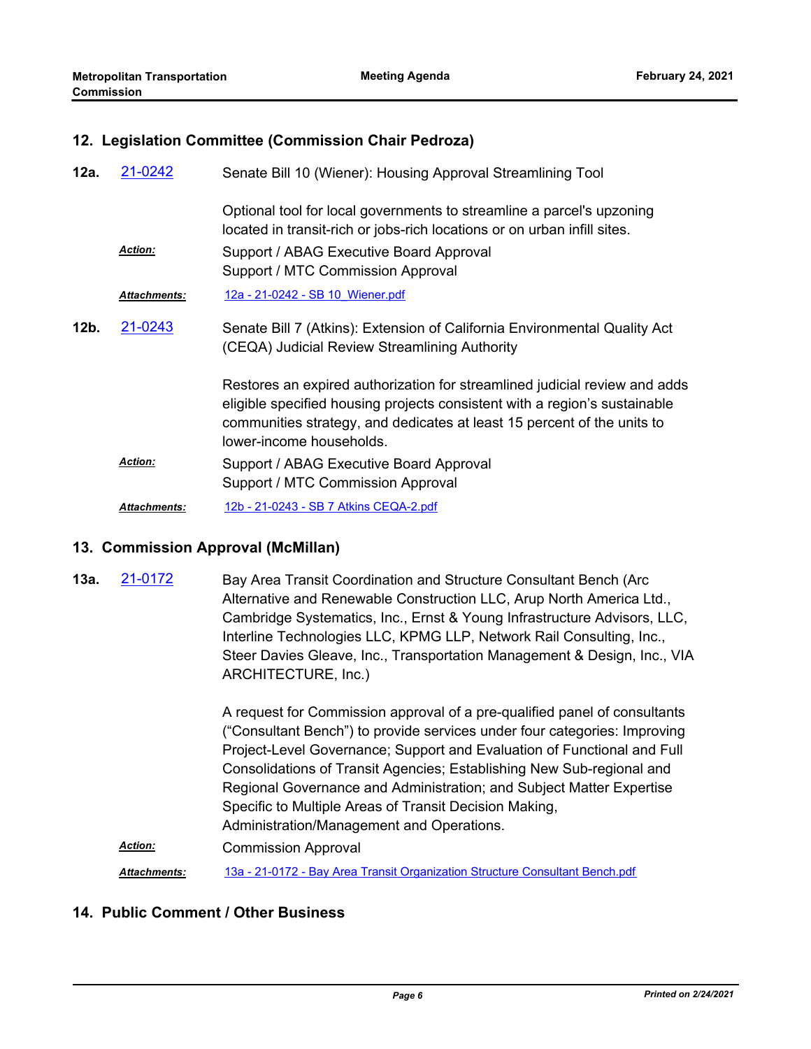## 12. Legislation Committee (Commission Chair Pedroza)

**12a.** 21-0242 Senate Bill 10 (Wiener): Housing Approval Streamlining Tool

Optional tool for local governments to streamline a parcel's upzoning located in transit-rich or jobs-rich locations or on urban infill sites.

***Action:*** Support / ABAG Executive Board Approval
Support / MTC Commission Approval

***Attachments:*** 12a - 21-0242 - SB 10_Wiener.pdf

**12b.** 21-0243 Senate Bill 7 (Atkins): Extension of California Environmental Quality Act (CEQA) Judicial Review Streamlining Authority

Restores an expired authorization for streamlined judicial review and adds eligible specified housing projects consistent with a region's sustainable communities strategy, and dedicates at least 15 percent of the units to lower-income households.

***Action:*** Support / ABAG Executive Board Approval
Support / MTC Commission Approval

***Attachments:*** 12b - 21-0243 - SB 7 Atkins CEQA-2.pdf

## 13. Commission Approval (McMillan)

**13a.** 21-0172 Bay Area Transit Coordination and Structure Consultant Bench (Arc Alternative and Renewable Construction LLC, Arup North America Ltd., Cambridge Systematics, Inc., Ernst & Young Infrastructure Advisors, LLC, Interline Technologies LLC, KPMG LLP, Network Rail Consulting, Inc., Steer Davies Gleave, Inc., Transportation Management & Design, Inc., VIA ARCHITECTURE, Inc.)

A request for Commission approval of a pre-qualified panel of consultants ("Consultant Bench") to provide services under four categories: Improving Project-Level Governance; Support and Evaluation of Functional and Full Consolidations of Transit Agencies; Establishing New Sub-regional and Regional Governance and Administration; and Subject Matter Expertise Specific to Multiple Areas of Transit Decision Making, Administration/Management and Operations.

***Action:*** Commission Approval

***Attachments:*** 13a - 21-0172 - Bay Area Transit Organization Structure Consultant Bench.pdf

## 14. Public Comment / Other Business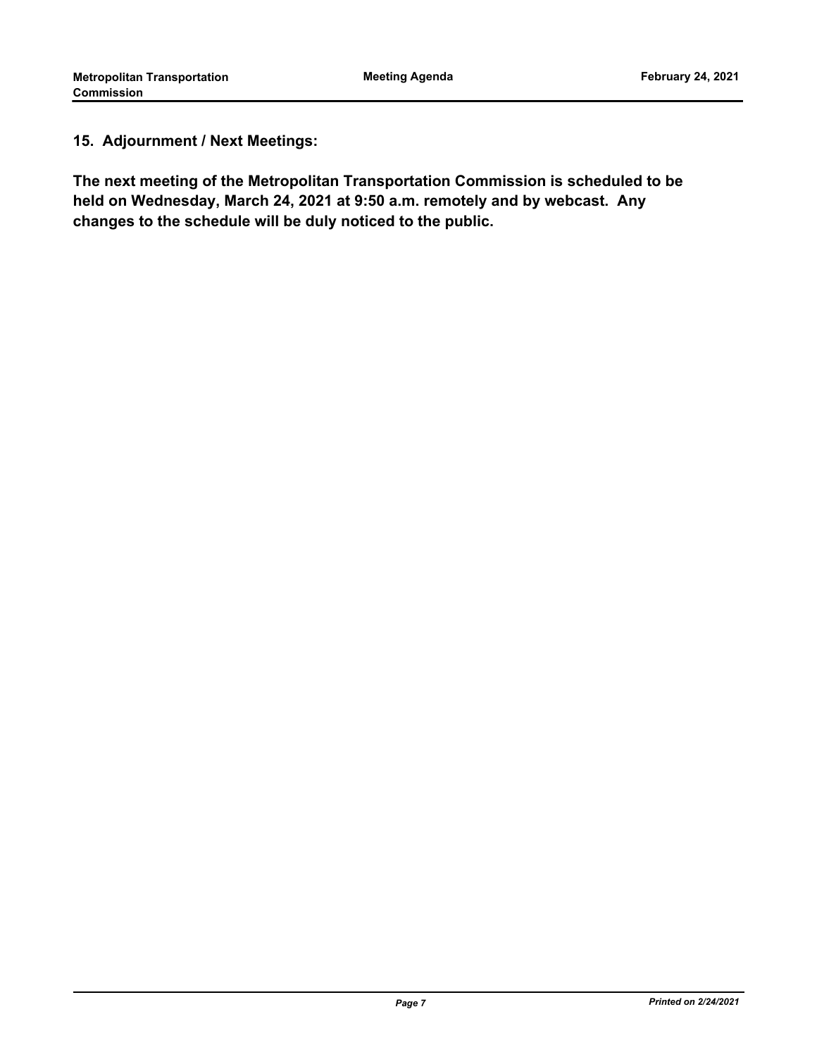## 15. Adjournment / Next Meetings:

**The next meeting of the Metropolitan Transportation Commission is scheduled to be held on Wednesday, March 24, 2021 at 9:50 a.m. remotely and by webcast. Any changes to the schedule will be duly noticed to the public.**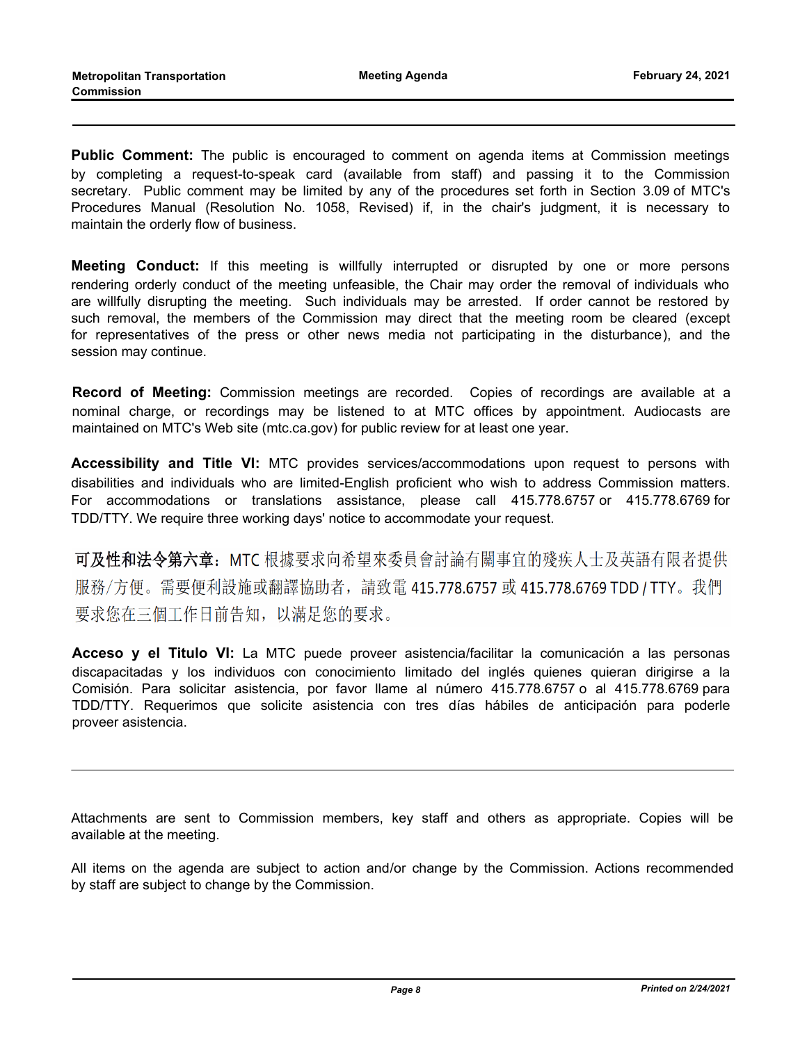**Public Comment:** The public is encouraged to comment on agenda items at Commission meetings by completing a request-to-speak card (available from staff) and passing it to the Commission secretary. Public comment may be limited by any of the procedures set forth in Section 3.09 of MTC's Procedures Manual (Resolution No. 1058, Revised) if, in the chair's judgment, it is necessary to maintain the orderly flow of business.

**Meeting Conduct:** If this meeting is willfully interrupted or disrupted by one or more persons rendering orderly conduct of the meeting unfeasible, the Chair may order the removal of individuals who are willfully disrupting the meeting. Such individuals may be arrested. If order cannot be restored by such removal, the members of the Commission may direct that the meeting room be cleared (except for representatives of the press or other news media not participating in the disturbance), and the session may continue.

**Record of Meeting:** Commission meetings are recorded. Copies of recordings are available at a nominal charge, or recordings may be listened to at MTC offices by appointment. Audiocasts are maintained on MTC's Web site (mtc.ca.gov) for public review for at least one year.

**Accessibility and Title VI:** MTC provides services/accommodations upon request to persons with disabilities and individuals who are limited-English proficient who wish to address Commission matters. For accommodations or translations assistance, please call 415.778.6757 or 415.778.6769 for TDD/TTY. We require three working days' notice to accommodate your request.

**可及性和法令第六章**：MTC 根據要求向希望來委員會討論有關事宜的殘疾人士及英語有限者提供服務/方便。需要便利設施或翻譯協助者，請致電 415.778.6757 或 415.778.6769 TDD / TTY。我們要求您在三個工作日前告知，以滿足您的要求。

**Acceso y el Titulo VI:** La MTC puede proveer asistencia/facilitar la comunicación a las personas discapacitadas y los individuos con conocimiento limitado del inglés quienes quieran dirigirse a la Comisión. Para solicitar asistencia, por favor llame al número 415.778.6757 o al 415.778.6769 para TDD/TTY. Requerimos que solicite asistencia con tres días hábiles de anticipación para poderle proveer asistencia.

---

Attachments are sent to Commission members, key staff and others as appropriate. Copies will be available at the meeting.

All items on the agenda are subject to action and/or change by the Commission. Actions recommended by staff are subject to change by the Commission.